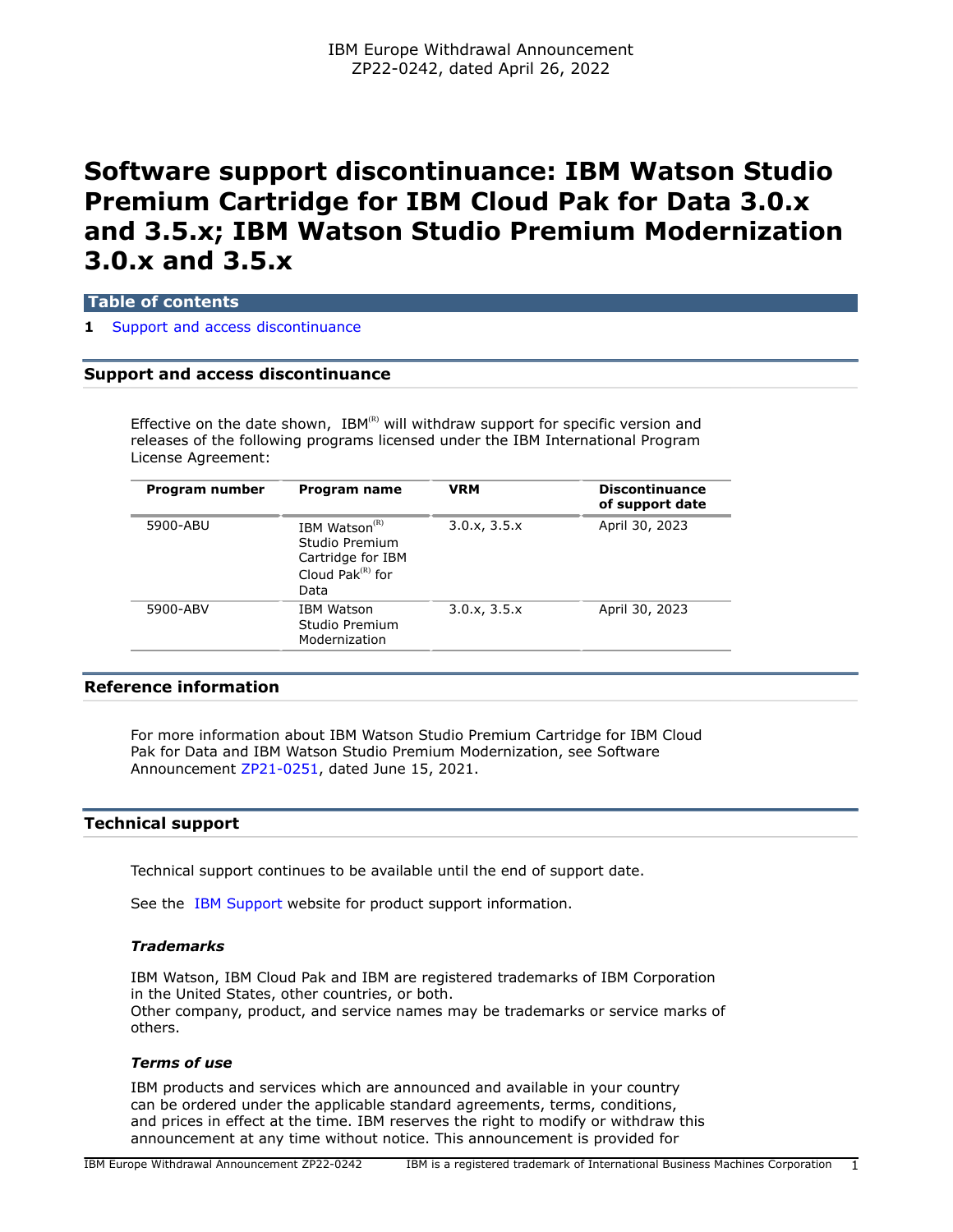IBM Europe Withdrawal Announcement
ZP22-0242, dated April 26, 2022

# Software support discontinuance: IBM Watson Studio Premium Cartridge for IBM Cloud Pak for Data 3.0.x and 3.5.x; IBM Watson Studio Premium Modernization 3.0.x and 3.5.x

**Table of contents**

1 Support and access discontinuance

## Support and access discontinuance

Effective on the date shown, IBM(R) will withdraw support for specific version and releases of the following programs licensed under the IBM International Program License Agreement:

| Program number | Program name | VRM | Discontinuance of support date |
|---|---|---|---|
| 5900-ABU | IBM Watson(R) Studio Premium Cartridge for IBM Cloud Pak(R) for Data | 3.0.x, 3.5.x | April 30, 2023 |
| 5900-ABV | IBM Watson Studio Premium Modernization | 3.0.x, 3.5.x | April 30, 2023 |

## Reference information

For more information about IBM Watson Studio Premium Cartridge for IBM Cloud Pak for Data and IBM Watson Studio Premium Modernization, see Software Announcement ZP21-0251, dated June 15, 2021.

## Technical support

Technical support continues to be available until the end of support date.

See the IBM Support website for product support information.

### *Trademarks*

IBM Watson, IBM Cloud Pak and IBM are registered trademarks of IBM Corporation in the United States, other countries, or both.
Other company, product, and service names may be trademarks or service marks of others.

### *Terms of use*

IBM products and services which are announced and available in your country can be ordered under the applicable standard agreements, terms, conditions, and prices in effect at the time. IBM reserves the right to modify or withdraw this announcement at any time without notice. This announcement is provided for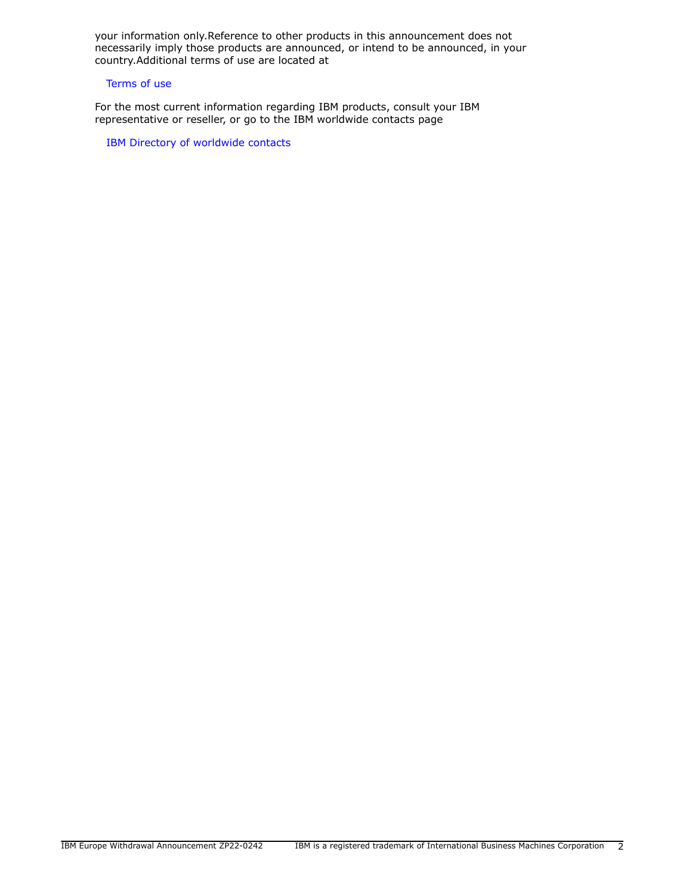your information only.Reference to other products in this announcement does not necessarily imply those products are announced, or intend to be announced, in your country.Additional terms of use are located at

Terms of use

For the most current information regarding IBM products, consult your IBM representative or reseller, or go to the IBM worldwide contacts page

IBM Directory of worldwide contacts